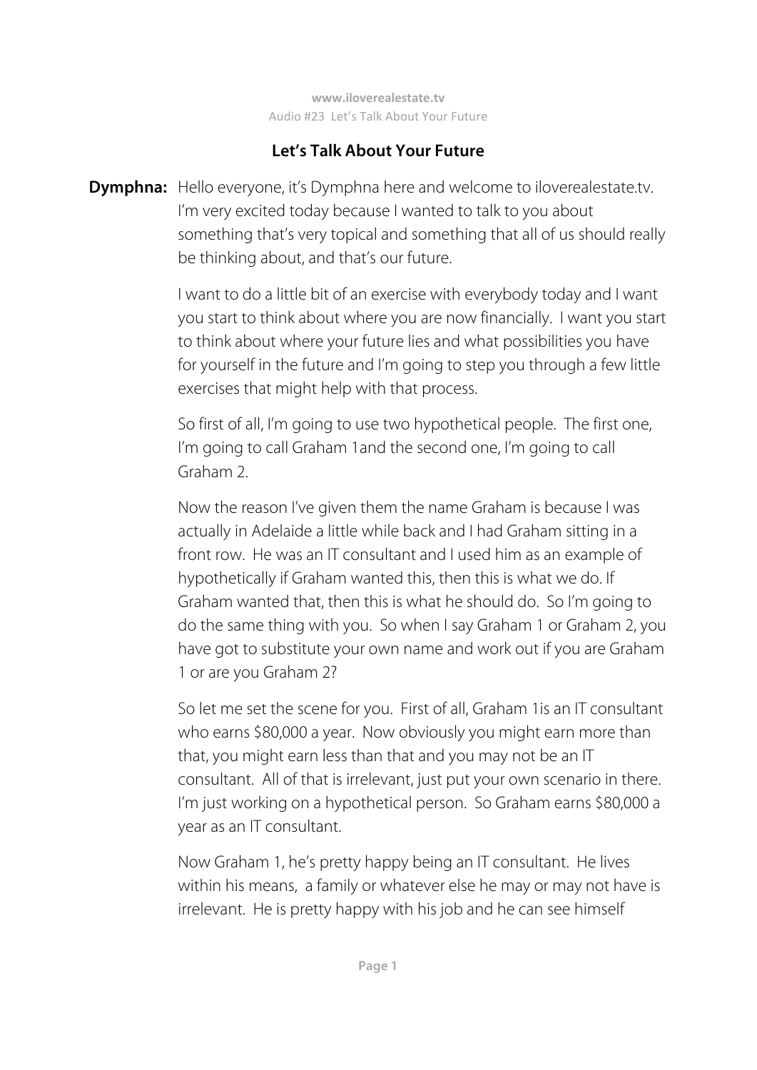# Let's Talk About Your Future

**Dymphna:** Hello everyone, it's Dymphna here and welcome to iloverealestate.tv. I'm very excited today because I wanted to talk to you about something that's very topical and something that all of us should really be thinking about, and that's our future.

I want to do a little bit of an exercise with everybody today and I want you start to think about where you are now financially. I want you start to think about where your future lies and what possibilities you have for yourself in the future and I'm going to step you through a few little exercises that might help with that process.

So first of all, I'm going to use two hypothetical people. The first one, I'm going to call Graham 1and the second one, I'm going to call Graham 2.

Now the reason I've given them the name Graham is because I was actually in Adelaide a little while back and I had Graham sitting in a front row. He was an IT consultant and I used him as an example of hypothetically if Graham wanted this, then this is what we do. If Graham wanted that, then this is what he should do. So I'm going to do the same thing with you. So when I say Graham 1 or Graham 2, you have got to substitute your own name and work out if you are Graham 1 or are you Graham 2?

So let me set the scene for you. First of all, Graham 1is an IT consultant who earns $80,000 a year. Now obviously you might earn more than that, you might earn less than that and you may not be an IT consultant. All of that is irrelevant, just put your own scenario in there. I'm just working on a hypothetical person. So Graham earns $80,000 a year as an IT consultant.

Now Graham 1, he's pretty happy being an IT consultant. He lives within his means, a family or whatever else he may or may not have is irrelevant. He is pretty happy with his job and he can see himself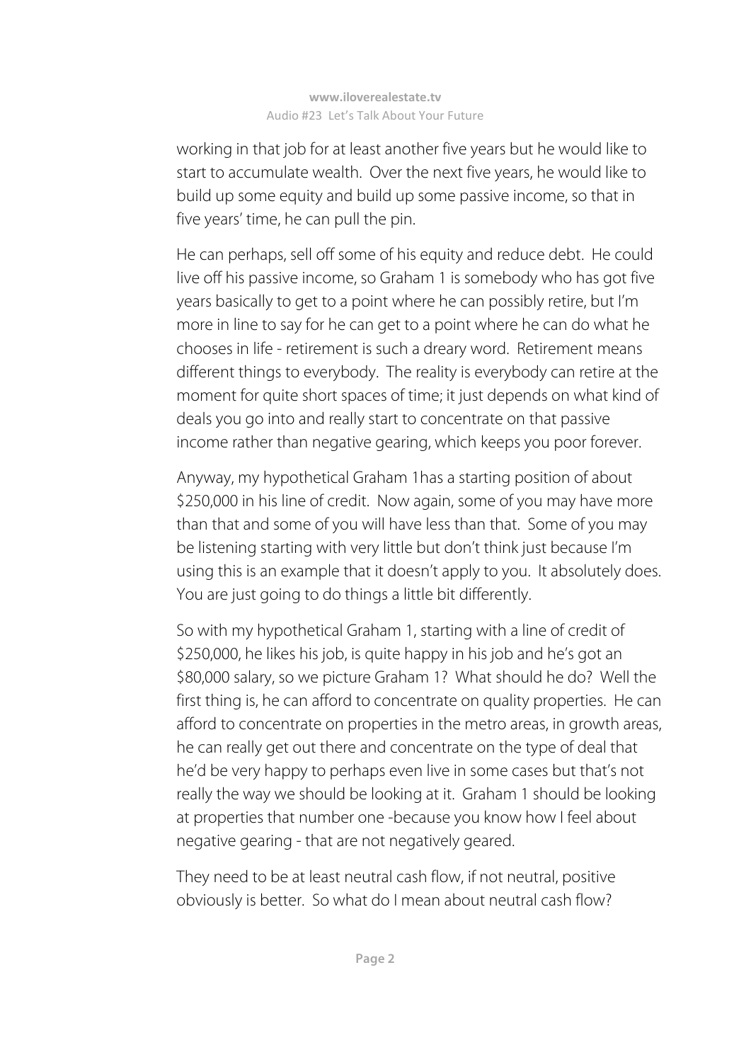working in that job for at least another five years but he would like to start to accumulate wealth. Over the next five years, he would like to build up some equity and build up some passive income, so that in five years' time, he can pull the pin.

He can perhaps, sell off some of his equity and reduce debt. He could live off his passive income, so Graham 1 is somebody who has got five years basically to get to a point where he can possibly retire, but I'm more in line to say for he can get to a point where he can do what he chooses in life - retirement is such a dreary word. Retirement means different things to everybody. The reality is everybody can retire at the moment for quite short spaces of time; it just depends on what kind of deals you go into and really start to concentrate on that passive income rather than negative gearing, which keeps you poor forever.

Anyway, my hypothetical Graham 1has a starting position of about $250,000 in his line of credit. Now again, some of you may have more than that and some of you will have less than that. Some of you may be listening starting with very little but don't think just because I'm using this is an example that it doesn't apply to you. It absolutely does. You are just going to do things a little bit differently.

So with my hypothetical Graham 1, starting with a line of credit of $250,000, he likes his job, is quite happy in his job and he's got an $80,000 salary, so we picture Graham 1? What should he do? Well the first thing is, he can afford to concentrate on quality properties. He can afford to concentrate on properties in the metro areas, in growth areas, he can really get out there and concentrate on the type of deal that he'd be very happy to perhaps even live in some cases but that's not really the way we should be looking at it. Graham 1 should be looking at properties that number one -because you know how I feel about negative gearing - that are not negatively geared.

They need to be at least neutral cash flow, if not neutral, positive obviously is better. So what do I mean about neutral cash flow?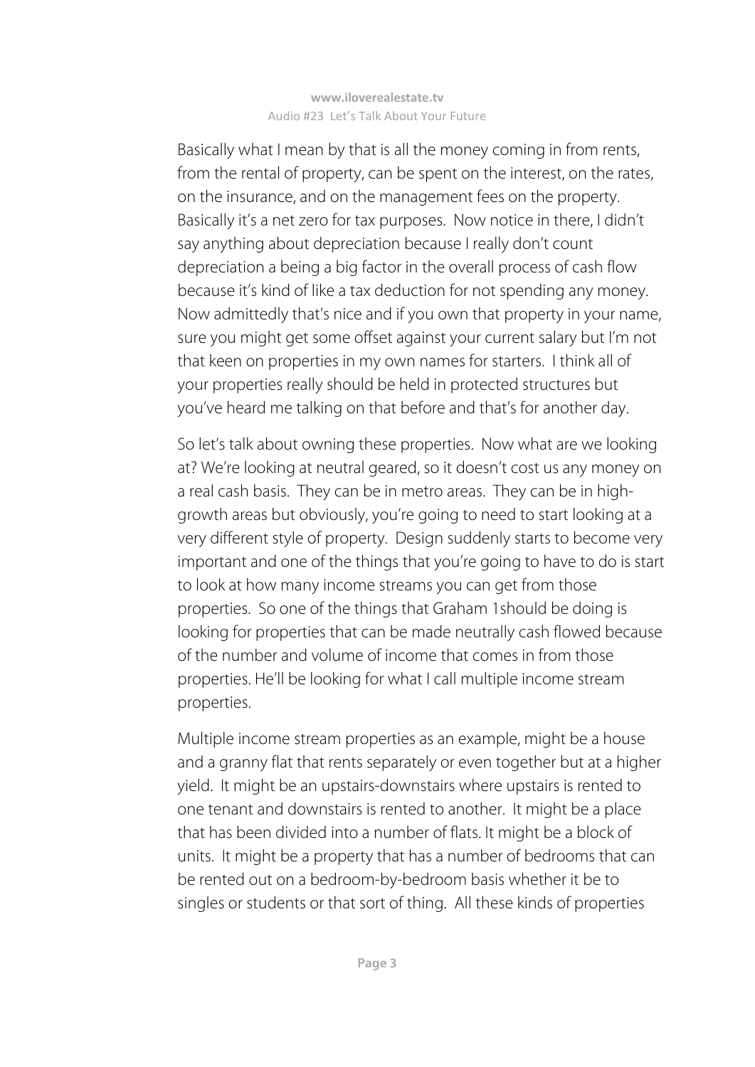Basically what I mean by that is all the money coming in from rents, from the rental of property, can be spent on the interest, on the rates, on the insurance, and on the management fees on the property. Basically it's a net zero for tax purposes. Now notice in there, I didn't say anything about depreciation because I really don't count depreciation a being a big factor in the overall process of cash flow because it's kind of like a tax deduction for not spending any money. Now admittedly that's nice and if you own that property in your name, sure you might get some offset against your current salary but I'm not that keen on properties in my own names for starters. I think all of your properties really should be held in protected structures but you've heard me talking on that before and that's for another day.

So let's talk about owning these properties. Now what are we looking at? We're looking at neutral geared, so it doesn't cost us any money on a real cash basis. They can be in metro areas. They can be in high-growth areas but obviously, you're going to need to start looking at a very different style of property. Design suddenly starts to become very important and one of the things that you're going to have to do is start to look at how many income streams you can get from those properties. So one of the things that Graham 1should be doing is looking for properties that can be made neutrally cash flowed because of the number and volume of income that comes in from those properties. He'll be looking for what I call multiple income stream properties.

Multiple income stream properties as an example, might be a house and a granny flat that rents separately or even together but at a higher yield. It might be an upstairs-downstairs where upstairs is rented to one tenant and downstairs is rented to another. It might be a place that has been divided into a number of flats. It might be a block of units. It might be a property that has a number of bedrooms that can be rented out on a bedroom-by-bedroom basis whether it be to singles or students or that sort of thing. All these kinds of properties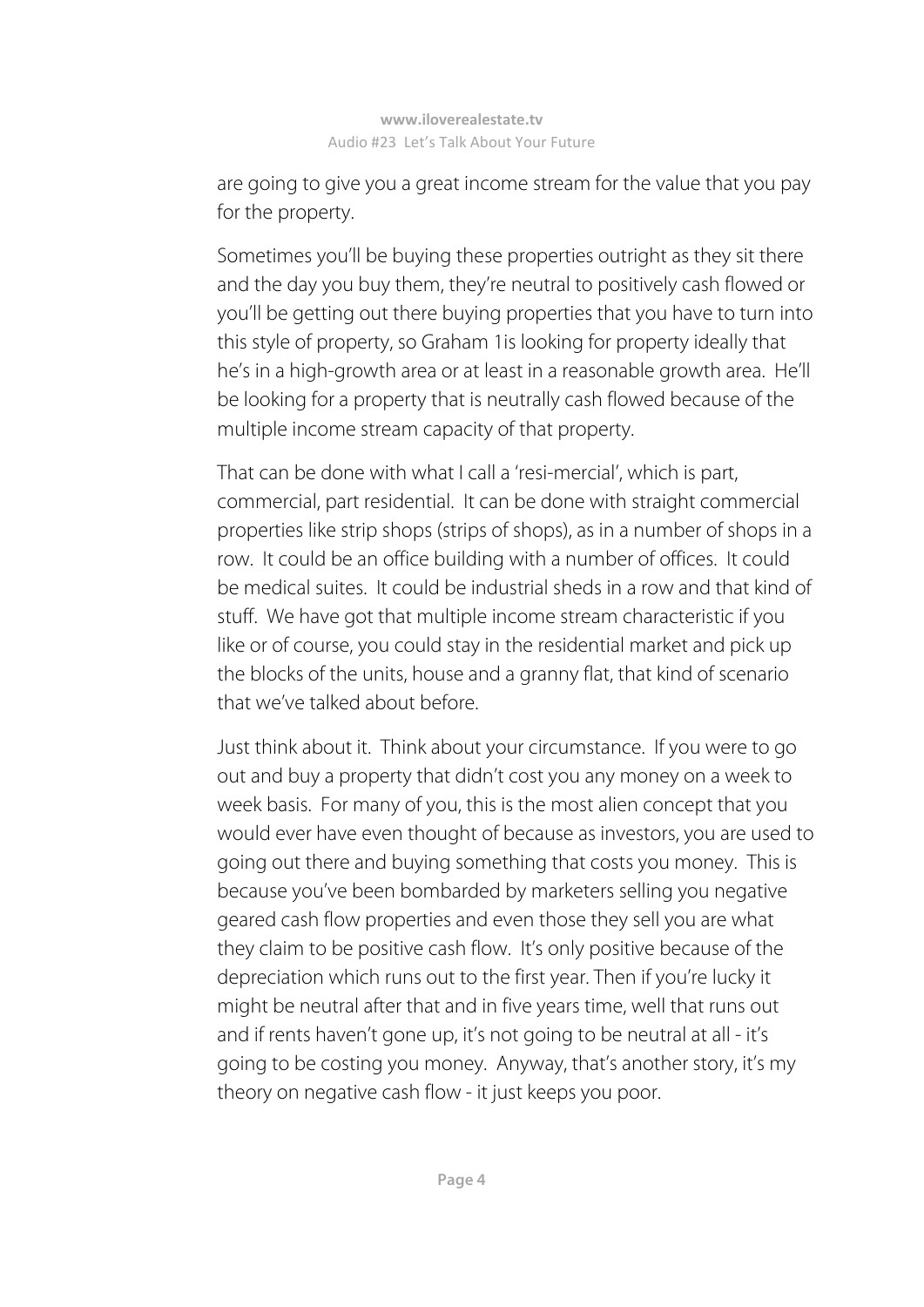are going to give you a great income stream for the value that you pay for the property.

Sometimes you'll be buying these properties outright as they sit there and the day you buy them, they're neutral to positively cash flowed or you'll be getting out there buying properties that you have to turn into this style of property, so Graham 1is looking for property ideally that he's in a high-growth area or at least in a reasonable growth area. He'll be looking for a property that is neutrally cash flowed because of the multiple income stream capacity of that property.

That can be done with what I call a 'resi-mercial', which is part, commercial, part residential. It can be done with straight commercial properties like strip shops (strips of shops), as in a number of shops in a row. It could be an office building with a number of offices. It could be medical suites. It could be industrial sheds in a row and that kind of stuff. We have got that multiple income stream characteristic if you like or of course, you could stay in the residential market and pick up the blocks of the units, house and a granny flat, that kind of scenario that we've talked about before.

Just think about it. Think about your circumstance. If you were to go out and buy a property that didn't cost you any money on a week to week basis. For many of you, this is the most alien concept that you would ever have even thought of because as investors, you are used to going out there and buying something that costs you money. This is because you've been bombarded by marketers selling you negative geared cash flow properties and even those they sell you are what they claim to be positive cash flow. It's only positive because of the depreciation which runs out to the first year. Then if you're lucky it might be neutral after that and in five years time, well that runs out and if rents haven't gone up, it's not going to be neutral at all - it's going to be costing you money. Anyway, that's another story, it's my theory on negative cash flow - it just keeps you poor.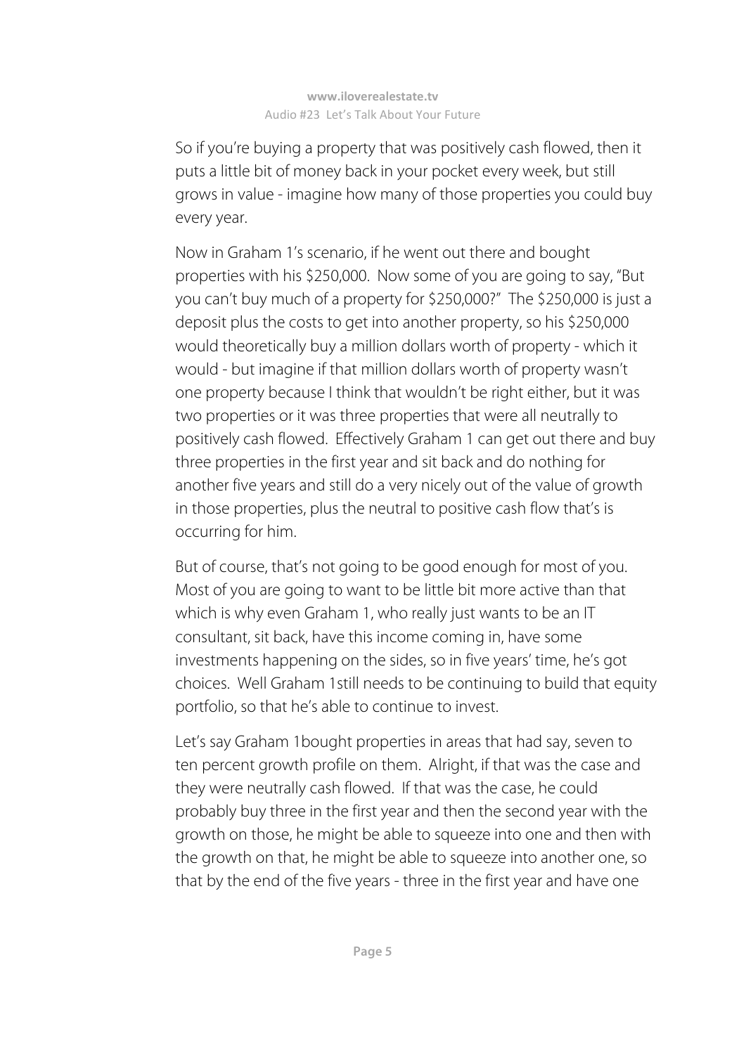So if you're buying a property that was positively cash flowed, then it puts a little bit of money back in your pocket every week, but still grows in value - imagine how many of those properties you could buy every year.

Now in Graham 1's scenario, if he went out there and bought properties with his $250,000. Now some of you are going to say, "But you can't buy much of a property for $250,000?" The $250,000 is just a deposit plus the costs to get into another property, so his $250,000 would theoretically buy a million dollars worth of property - which it would - but imagine if that million dollars worth of property wasn't one property because I think that wouldn't be right either, but it was two properties or it was three properties that were all neutrally to positively cash flowed. Effectively Graham 1 can get out there and buy three properties in the first year and sit back and do nothing for another five years and still do a very nicely out of the value of growth in those properties, plus the neutral to positive cash flow that's is occurring for him.

But of course, that's not going to be good enough for most of you. Most of you are going to want to be little bit more active than that which is why even Graham 1, who really just wants to be an IT consultant, sit back, have this income coming in, have some investments happening on the sides, so in five years' time, he's got choices. Well Graham 1still needs to be continuing to build that equity portfolio, so that he's able to continue to invest.

Let's say Graham 1bought properties in areas that had say, seven to ten percent growth profile on them. Alright, if that was the case and they were neutrally cash flowed. If that was the case, he could probably buy three in the first year and then the second year with the growth on those, he might be able to squeeze into one and then with the growth on that, he might be able to squeeze into another one, so that by the end of the five years - three in the first year and have one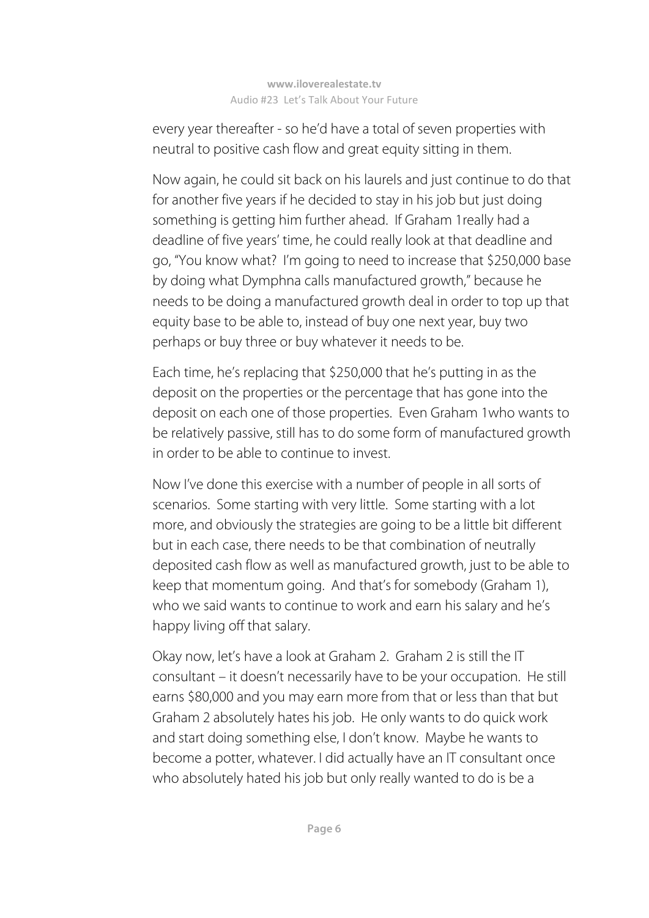every year thereafter - so he'd have a total of seven properties with neutral to positive cash flow and great equity sitting in them.

Now again, he could sit back on his laurels and just continue to do that for another five years if he decided to stay in his job but just doing something is getting him further ahead. If Graham 1really had a deadline of five years' time, he could really look at that deadline and go, "You know what? I'm going to need to increase that $250,000 base by doing what Dymphna calls manufactured growth," because he needs to be doing a manufactured growth deal in order to top up that equity base to be able to, instead of buy one next year, buy two perhaps or buy three or buy whatever it needs to be.

Each time, he's replacing that $250,000 that he's putting in as the deposit on the properties or the percentage that has gone into the deposit on each one of those properties. Even Graham 1who wants to be relatively passive, still has to do some form of manufactured growth in order to be able to continue to invest.

Now I've done this exercise with a number of people in all sorts of scenarios. Some starting with very little. Some starting with a lot more, and obviously the strategies are going to be a little bit different but in each case, there needs to be that combination of neutrally deposited cash flow as well as manufactured growth, just to be able to keep that momentum going. And that's for somebody (Graham 1), who we said wants to continue to work and earn his salary and he's happy living off that salary.

Okay now, let's have a look at Graham 2. Graham 2 is still the IT consultant – it doesn't necessarily have to be your occupation. He still earns $80,000 and you may earn more from that or less than that but Graham 2 absolutely hates his job. He only wants to do quick work and start doing something else, I don't know. Maybe he wants to become a potter, whatever. I did actually have an IT consultant once who absolutely hated his job but only really wanted to do is be a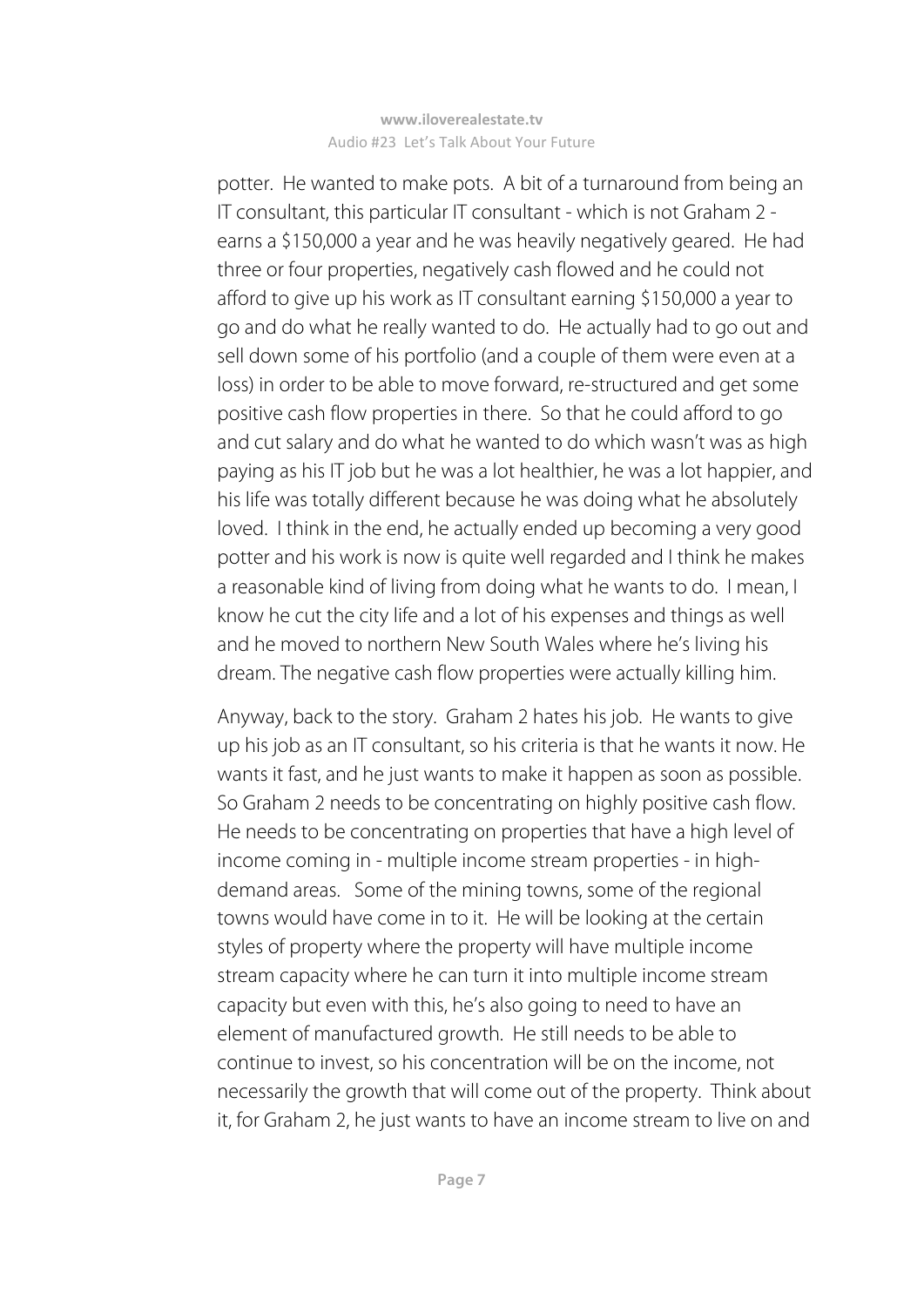potter. He wanted to make pots. A bit of a turnaround from being an IT consultant, this particular IT consultant - which is not Graham 2 - earns a $150,000 a year and he was heavily negatively geared. He had three or four properties, negatively cash flowed and he could not afford to give up his work as IT consultant earning $150,000 a year to go and do what he really wanted to do. He actually had to go out and sell down some of his portfolio (and a couple of them were even at a loss) in order to be able to move forward, re-structured and get some positive cash flow properties in there. So that he could afford to go and cut salary and do what he wanted to do which wasn't was as high paying as his IT job but he was a lot healthier, he was a lot happier, and his life was totally different because he was doing what he absolutely loved. I think in the end, he actually ended up becoming a very good potter and his work is now is quite well regarded and I think he makes a reasonable kind of living from doing what he wants to do. I mean, I know he cut the city life and a lot of his expenses and things as well and he moved to northern New South Wales where he's living his dream. The negative cash flow properties were actually killing him.

Anyway, back to the story. Graham 2 hates his job. He wants to give up his job as an IT consultant, so his criteria is that he wants it now. He wants it fast, and he just wants to make it happen as soon as possible. So Graham 2 needs to be concentrating on highly positive cash flow. He needs to be concentrating on properties that have a high level of income coming in - multiple income stream properties - in high-demand areas. Some of the mining towns, some of the regional towns would have come in to it. He will be looking at the certain styles of property where the property will have multiple income stream capacity where he can turn it into multiple income stream capacity but even with this, he's also going to need to have an element of manufactured growth. He still needs to be able to continue to invest, so his concentration will be on the income, not necessarily the growth that will come out of the property. Think about it, for Graham 2, he just wants to have an income stream to live on and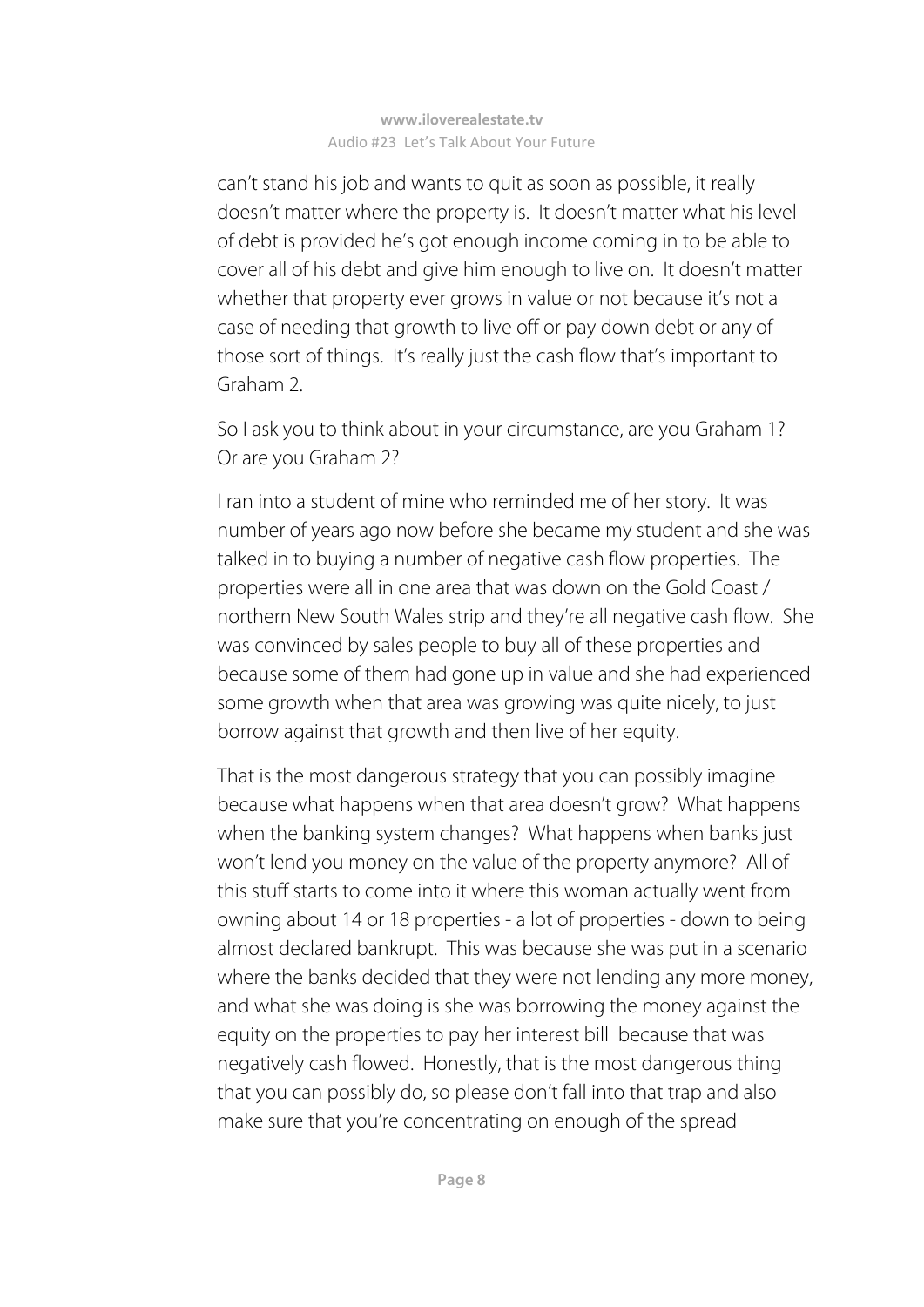can't stand his job and wants to quit as soon as possible, it really doesn't matter where the property is. It doesn't matter what his level of debt is provided he's got enough income coming in to be able to cover all of his debt and give him enough to live on. It doesn't matter whether that property ever grows in value or not because it's not a case of needing that growth to live off or pay down debt or any of those sort of things. It's really just the cash flow that's important to Graham 2.

So I ask you to think about in your circumstance, are you Graham 1? Or are you Graham 2?

I ran into a student of mine who reminded me of her story. It was number of years ago now before she became my student and she was talked in to buying a number of negative cash flow properties. The properties were all in one area that was down on the Gold Coast / northern New South Wales strip and they're all negative cash flow. She was convinced by sales people to buy all of these properties and because some of them had gone up in value and she had experienced some growth when that area was growing was quite nicely, to just borrow against that growth and then live of her equity.

That is the most dangerous strategy that you can possibly imagine because what happens when that area doesn't grow? What happens when the banking system changes? What happens when banks just won't lend you money on the value of the property anymore? All of this stuff starts to come into it where this woman actually went from owning about 14 or 18 properties - a lot of properties - down to being almost declared bankrupt. This was because she was put in a scenario where the banks decided that they were not lending any more money, and what she was doing is she was borrowing the money against the equity on the properties to pay her interest bill because that was negatively cash flowed. Honestly, that is the most dangerous thing that you can possibly do, so please don't fall into that trap and also make sure that you're concentrating on enough of the spread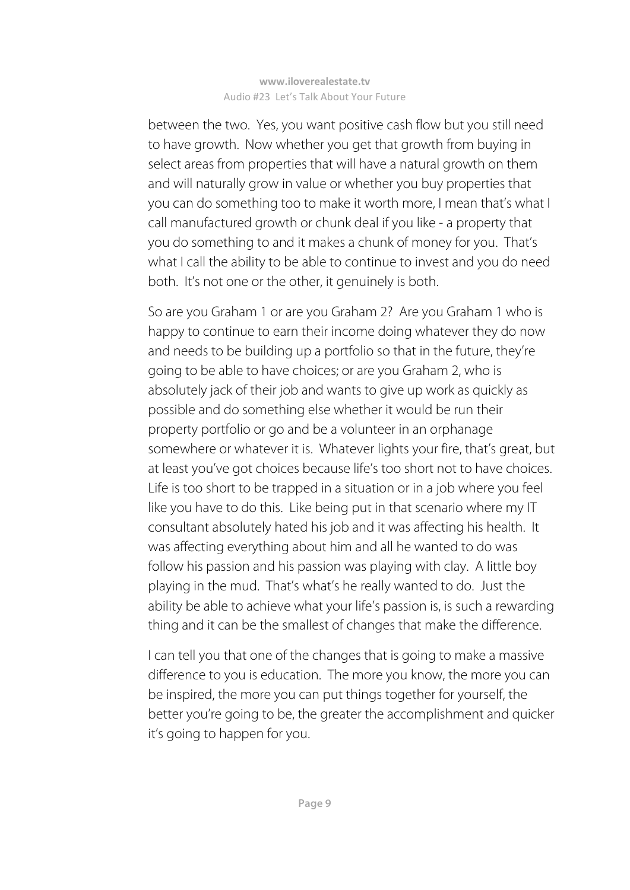between the two. Yes, you want positive cash flow but you still need to have growth. Now whether you get that growth from buying in select areas from properties that will have a natural growth on them and will naturally grow in value or whether you buy properties that you can do something too to make it worth more, I mean that's what I call manufactured growth or chunk deal if you like - a property that you do something to and it makes a chunk of money for you. That's what I call the ability to be able to continue to invest and you do need both. It's not one or the other, it genuinely is both.

So are you Graham 1 or are you Graham 2? Are you Graham 1 who is happy to continue to earn their income doing whatever they do now and needs to be building up a portfolio so that in the future, they're going to be able to have choices; or are you Graham 2, who is absolutely jack of their job and wants to give up work as quickly as possible and do something else whether it would be run their property portfolio or go and be a volunteer in an orphanage somewhere or whatever it is. Whatever lights your fire, that's great, but at least you've got choices because life's too short not to have choices. Life is too short to be trapped in a situation or in a job where you feel like you have to do this. Like being put in that scenario where my IT consultant absolutely hated his job and it was affecting his health. It was affecting everything about him and all he wanted to do was follow his passion and his passion was playing with clay. A little boy playing in the mud. That's what's he really wanted to do. Just the ability be able to achieve what your life's passion is, is such a rewarding thing and it can be the smallest of changes that make the difference.

I can tell you that one of the changes that is going to make a massive difference to you is education. The more you know, the more you can be inspired, the more you can put things together for yourself, the better you're going to be, the greater the accomplishment and quicker it's going to happen for you.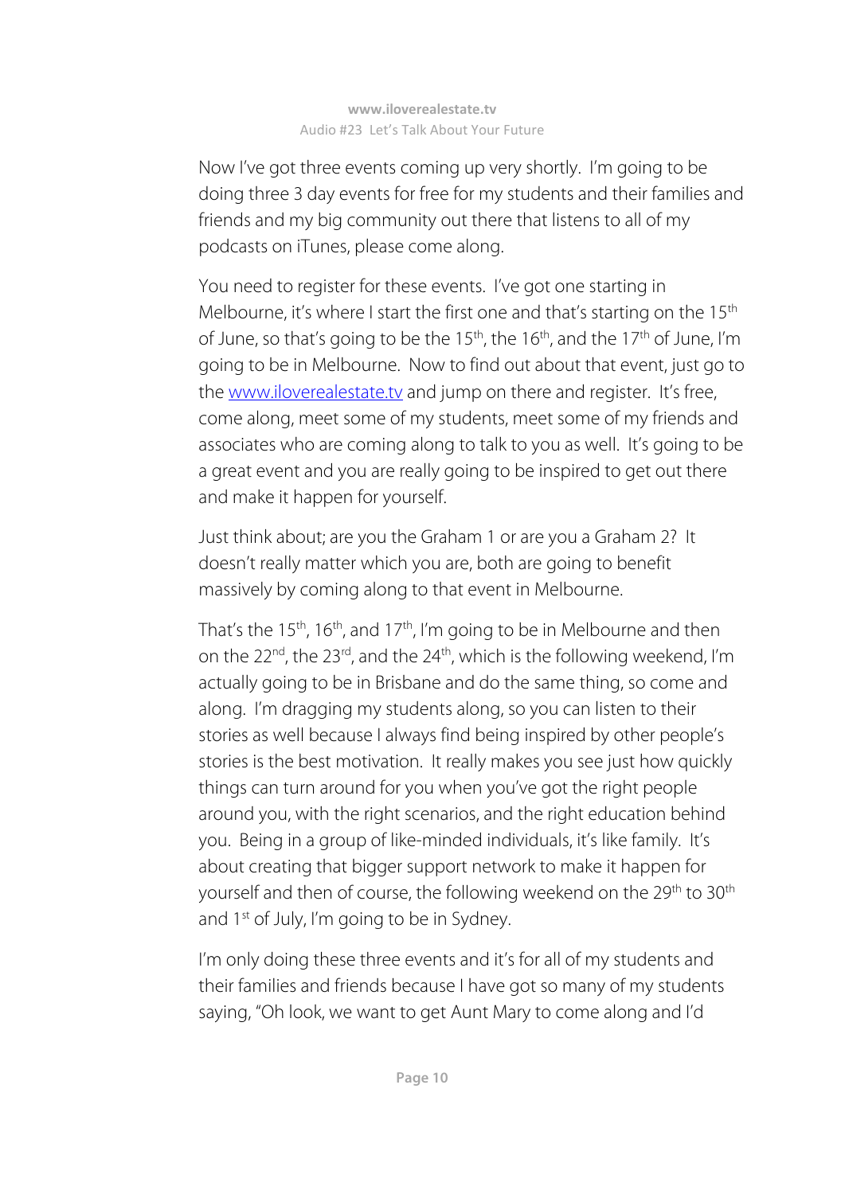Now I've got three events coming up very shortly. I'm going to be doing three 3 day events for free for my students and their families and friends and my big community out there that listens to all of my podcasts on iTunes, please come along.

You need to register for these events. I've got one starting in Melbourne, it's where I start the first one and that's starting on the 15th of June, so that's going to be the 15th, the 16th, and the 17th of June, I'm going to be in Melbourne. Now to find out about that event, just go to the www.iloverealestate.tv and jump on there and register. It's free, come along, meet some of my students, meet some of my friends and associates who are coming along to talk to you as well. It's going to be a great event and you are really going to be inspired to get out there and make it happen for yourself.

Just think about; are you the Graham 1 or are you a Graham 2? It doesn't really matter which you are, both are going to benefit massively by coming along to that event in Melbourne.

That's the 15th, 16th, and 17th, I'm going to be in Melbourne and then on the 22nd, the 23rd, and the 24th, which is the following weekend, I'm actually going to be in Brisbane and do the same thing, so come and along. I'm dragging my students along, so you can listen to their stories as well because I always find being inspired by other people's stories is the best motivation. It really makes you see just how quickly things can turn around for you when you've got the right people around you, with the right scenarios, and the right education behind you. Being in a group of like-minded individuals, it's like family. It's about creating that bigger support network to make it happen for yourself and then of course, the following weekend on the 29th to 30th and 1st of July, I'm going to be in Sydney.

I'm only doing these three events and it's for all of my students and their families and friends because I have got so many of my students saying, "Oh look, we want to get Aunt Mary to come along and I'd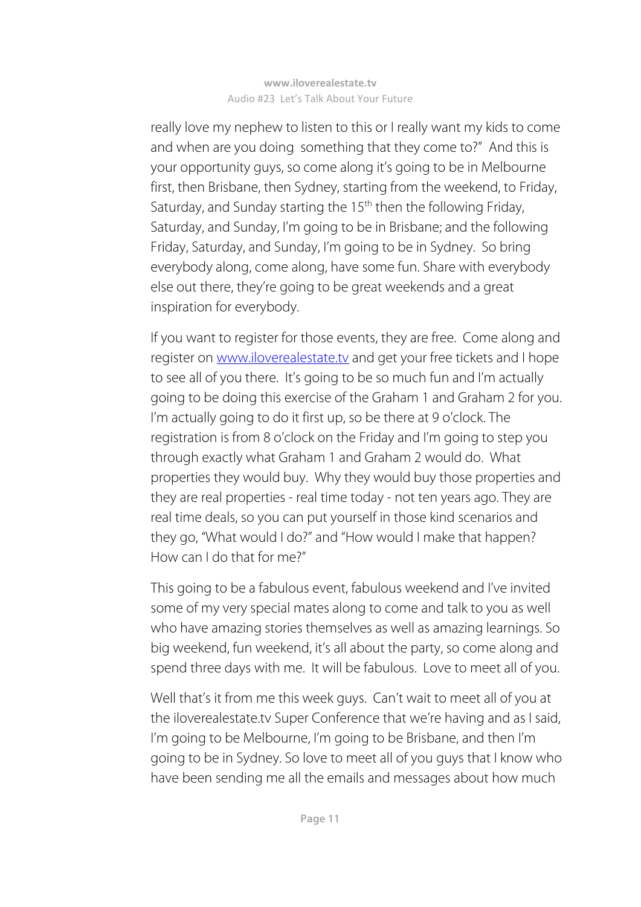really love my nephew to listen to this or I really want my kids to come and when are you doing something that they come to?" And this is your opportunity guys, so come along it's going to be in Melbourne first, then Brisbane, then Sydney, starting from the weekend, to Friday, Saturday, and Sunday starting the 15th then the following Friday, Saturday, and Sunday, I'm going to be in Brisbane; and the following Friday, Saturday, and Sunday, I'm going to be in Sydney. So bring everybody along, come along, have some fun. Share with everybody else out there, they're going to be great weekends and a great inspiration for everybody.

If you want to register for those events, they are free. Come along and register on www.iloverealestate.tv and get your free tickets and I hope to see all of you there. It's going to be so much fun and I'm actually going to be doing this exercise of the Graham 1 and Graham 2 for you. I'm actually going to do it first up, so be there at 9 o'clock. The registration is from 8 o'clock on the Friday and I'm going to step you through exactly what Graham 1 and Graham 2 would do. What properties they would buy. Why they would buy those properties and they are real properties - real time today - not ten years ago. They are real time deals, so you can put yourself in those kind scenarios and they go, "What would I do?" and "How would I make that happen? How can I do that for me?"

This going to be a fabulous event, fabulous weekend and I've invited some of my very special mates along to come and talk to you as well who have amazing stories themselves as well as amazing learnings. So big weekend, fun weekend, it's all about the party, so come along and spend three days with me. It will be fabulous. Love to meet all of you.

Well that's it from me this week guys. Can't wait to meet all of you at the iloverealestate.tv Super Conference that we're having and as I said, I'm going to be Melbourne, I'm going to be Brisbane, and then I'm going to be in Sydney. So love to meet all of you guys that I know who have been sending me all the emails and messages about how much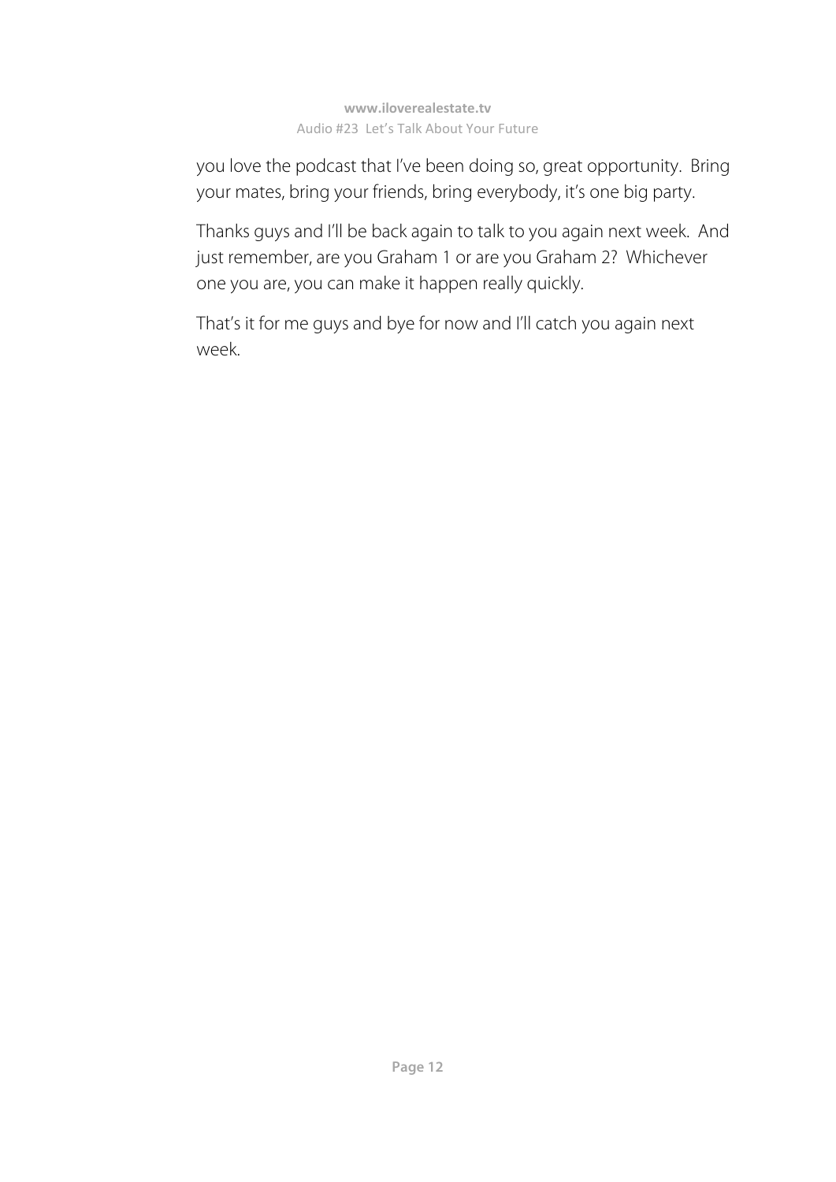you love the podcast that I've been doing so, great opportunity. Bring your mates, bring your friends, bring everybody, it's one big party.

Thanks guys and I'll be back again to talk to you again next week. And just remember, are you Graham 1 or are you Graham 2? Whichever one you are, you can make it happen really quickly.

That's it for me guys and bye for now and I'll catch you again next week.